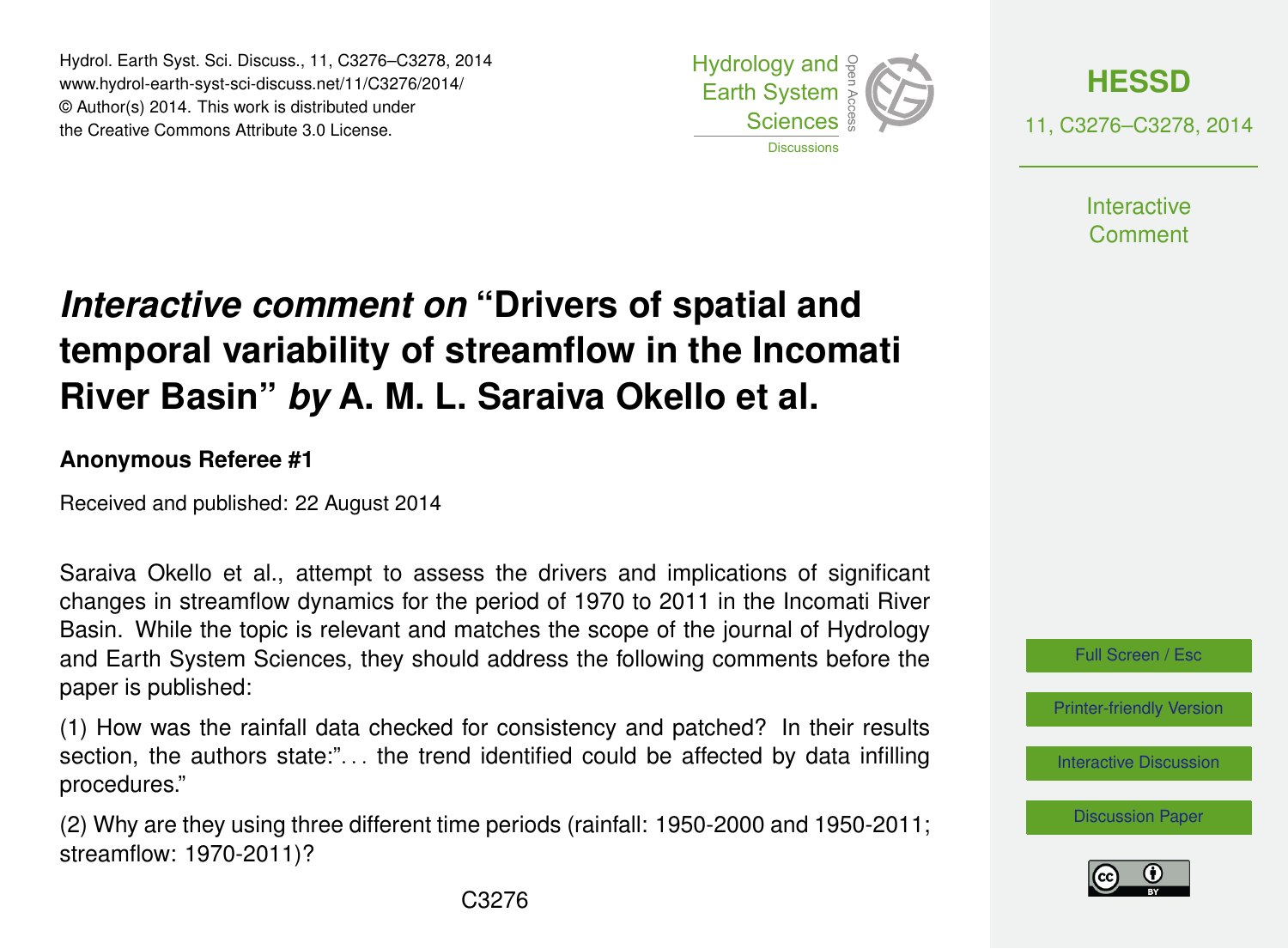# *Interactive comment on* "Drivers of spatial and temporal variability of streamflow in the Incomati River Basin" *by* A. M. L. Saraiva Okello et al.

**Anonymous Referee #1**

Received and published: 22 August 2014

Saraiva Okello et al., attempt to assess the drivers and implications of significant changes in streamflow dynamics for the period of 1970 to 2011 in the Incomati River Basin. While the topic is relevant and matches the scope of the journal of Hydrology and Earth System Sciences, they should address the following comments before the paper is published:

(1) How was the rainfall data checked for consistency and patched? In their results section, the authors state:"... the trend identified could be affected by data infilling procedures."

(2) Why are they using three different time periods (rainfall: 1950-2000 and 1950-2011; streamflow: 1970-2011)?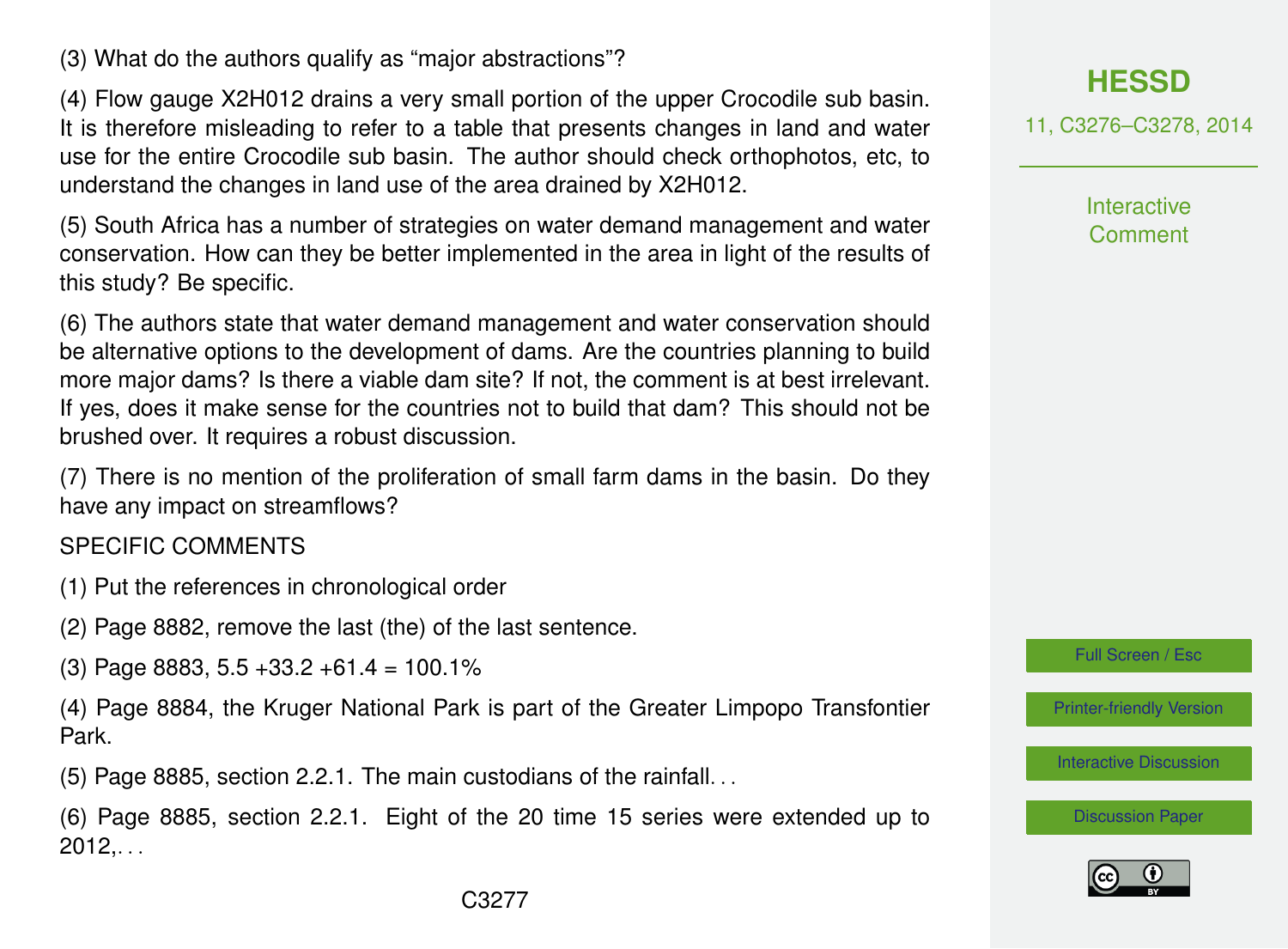(3) What do the authors qualify as “major abstractions”?

(4) Flow gauge X2H012 drains a very small portion of the upper Crocodile sub basin. It is therefore misleading to refer to a table that presents changes in land and water use for the entire Crocodile sub basin. The author should check orthophotos, etc, to understand the changes in land use of the area drained by X2H012.

(5) South Africa has a number of strategies on water demand management and water conservation. How can they be better implemented in the area in light of the results of this study? Be specific.

(6) The authors state that water demand management and water conservation should be alternative options to the development of dams. Are the countries planning to build more major dams? Is there a viable dam site? If not, the comment is at best irrelevant. If yes, does it make sense for the countries not to build that dam? This should not be brushed over. It requires a robust discussion.

(7) There is no mention of the proliferation of small farm dams in the basin. Do they have any impact on streamflows?

SPECIFIC COMMENTS

(1) Put the references in chronological order

(2) Page 8882, remove the last (the) of the last sentence.

(3) Page 8883, 5.5 +33.2 +61.4 = 100.1%

(4) Page 8884, the Kruger National Park is part of the Greater Limpopo Transfontier Park.

(5) Page 8885, section 2.2.1. The main custodians of the rainfall. . .

(6) Page 8885, section 2.2.1. Eight of the 20 time 15 series were extended up to 2012,. . .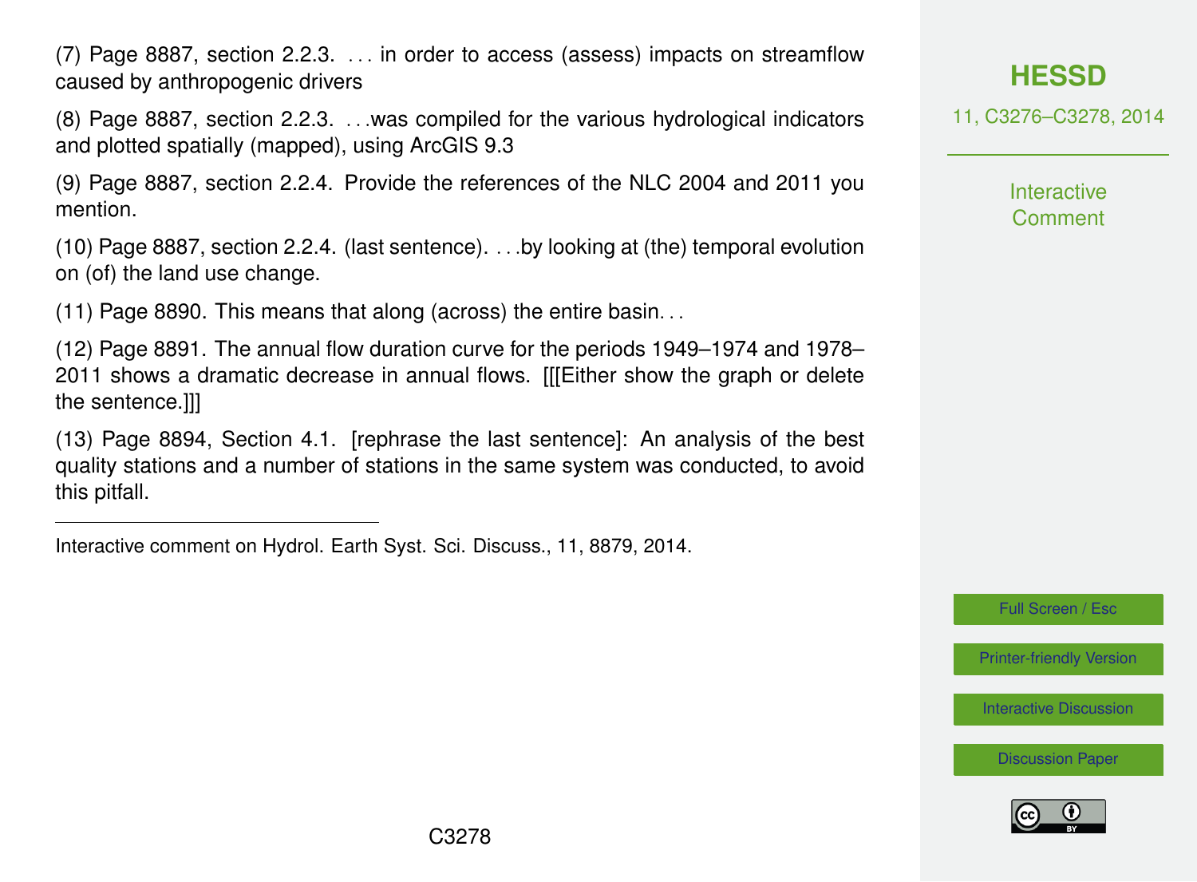(7) Page 8887, section 2.2.3. . . . in order to access (assess) impacts on streamflow caused by anthropogenic drivers

(8) Page 8887, section 2.2.3. . . .was compiled for the various hydrological indicators and plotted spatially (mapped), using ArcGIS 9.3

(9) Page 8887, section 2.2.4. Provide the references of the NLC 2004 and 2011 you mention.

(10) Page 8887, section 2.2.4. (last sentence). . . .by looking at (the) temporal evolution on (of) the land use change.

(11) Page 8890. This means that along (across) the entire basin. . .

(12) Page 8891. The annual flow duration curve for the periods 1949–1974 and 1978–2011 shows a dramatic decrease in annual flows. [[[Either show the graph or delete the sentence.]]]

(13) Page 8894, Section 4.1. [rephrase the last sentence]: An analysis of the best quality stations and a number of stations in the same system was conducted, to avoid this pitfall.

---

Interactive comment on Hydrol. Earth Syst. Sci. Discuss., 11, 8879, 2014.